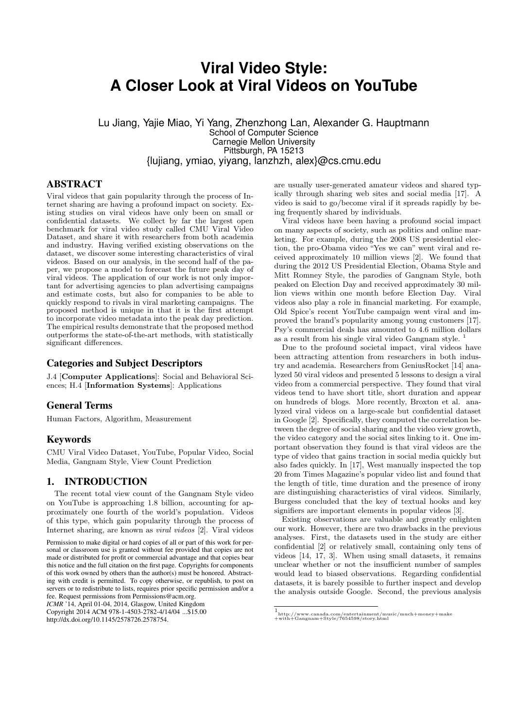# Viral Video Style: A Closer Look at Viral Videos on YouTube

Lu Jiang, Yajie Miao, Yi Yang, Zhenzhong Lan, Alexander G. Hauptmann
School of Computer Science
Carnegie Mellon University
Pittsburgh, PA 15213
{lujiang, ymiao, yiyang, lanzhzh, alex}@cs.cmu.edu

## ABSTRACT

Viral videos that gain popularity through the process of Internet sharing are having a profound impact on society. Existing studies on viral videos have only been on small or confidential datasets. We collect by far the largest open benchmark for viral video study called CMU Viral Video Dataset, and share it with researchers from both academia and industry. Having verified existing observations on the dataset, we discover some interesting characteristics of viral videos. Based on our analysis, in the second half of the paper, we propose a model to forecast the future peak day of viral videos. The application of our work is not only important for advertising agencies to plan advertising campaigns and estimate costs, but also for companies to be able to quickly respond to rivals in viral marketing campaigns. The proposed method is unique in that it is the first attempt to incorporate video metadata into the peak day prediction. The empirical results demonstrate that the proposed method outperforms the state-of-the-art methods, with statistically significant differences.

### Categories and Subject Descriptors

J.4 [**Computer Applications**]: Social and Behavioral Sciences; H.4 [**Information Systems**]: Applications

### General Terms

Human Factors, Algorithm, Measurement

### Keywords

CMU Viral Video Dataset, YouTube, Popular Video, Social Media, Gangnam Style, View Count Prediction

## 1. INTRODUCTION

The recent total view count of the Gangnam Style video on YouTube is approaching 1.8 billion, accounting for approximately one fourth of the world's population. Videos of this type, which gain popularity through the process of Internet sharing, are known as *viral videos* [2]. Viral videos are usually user-generated amateur videos and shared typically through sharing web sites and social media [17]. A video is said to go/become viral if it spreads rapidly by being frequently shared by individuals.

Viral videos have been having a profound social impact on many aspects of society, such as politics and online marketing. For example, during the 2008 US presidential election, the pro-Obama video "Yes we can" went viral and received approximately 10 million views [2]. We found that during the 2012 US Presidential Election, Obama Style and Mitt Romney Style, the parodies of Gangnam Style, both peaked on Election Day and received approximately 30 million views within one month before Election Day. Viral videos also play a role in financial marketing. For example, Old Spice's recent YouTube campaign went viral and improved the brand's popularity among young customers [17]. Psy's commercial deals has amounted to 4.6 million dollars as a result from his single viral video Gangnam style. [1]

Due to the profound societal impact, viral videos have been attracting attention from researchers in both industry and academia. Researchers from GeniusRocket [14] analyzed 50 viral videos and presented 5 lessons to design a viral video from a commercial perspective. They found that viral videos tend to have short title, short duration and appear on hundreds of blogs. More recently, Broxton et al. analyzed viral videos on a large-scale but confidential dataset in Google [2]. Specifically, they computed the correlation between the degree of social sharing and the video view growth, the video category and the social sites linking to it. One important observation they found is that viral videos are the type of video that gains traction in social media quickly but also fades quickly. In [17], West manually inspected the top 20 from Times Magazine's popular video list and found that the length of title, time duration and the presence of irony are distinguishing characteristics of viral videos. Similarly, Burgess concluded that the key of textual hooks and key signifiers are important elements in popular videos [3].

Existing observations are valuable and greatly enlighten our work. However, there are two drawbacks in the previous analyses. First, the datasets used in the study are either confidential [2] or relatively small, containing only tens of videos [14, 17, 3]. When using small datasets, it remains unclear whether or not the insufficient number of samples would lead to biased observations. Regarding confidential datasets, it is barely possible to further inspect and develop the analysis outside Google. Second, the previous analysis

Permission to make digital or hard copies of all or part of this work for personal or classroom use is granted without fee provided that copies are not made or distributed for profit or commercial advantage and that copies bear this notice and the full citation on the first page. Copyrights for components of this work owned by others than the author(s) must be honored. Abstracting with credit is permitted. To copy otherwise, or republish, to post on servers or to redistribute to lists, requires prior specific permission and/or a fee. Request permissions from Permissions@acm.org.
*ICMR* '14, April 01-04, 2014, Glasgow, United Kingdom
Copyright 2014 ACM 978-1-4503-2782-4/14/04 ...$15.00
http://dx.doi.org/10.1145/2578726.2578754.

[1] http://www.canada.com/entertainment/music/much+money+make+with+Gangnam+Style/7654598/story.html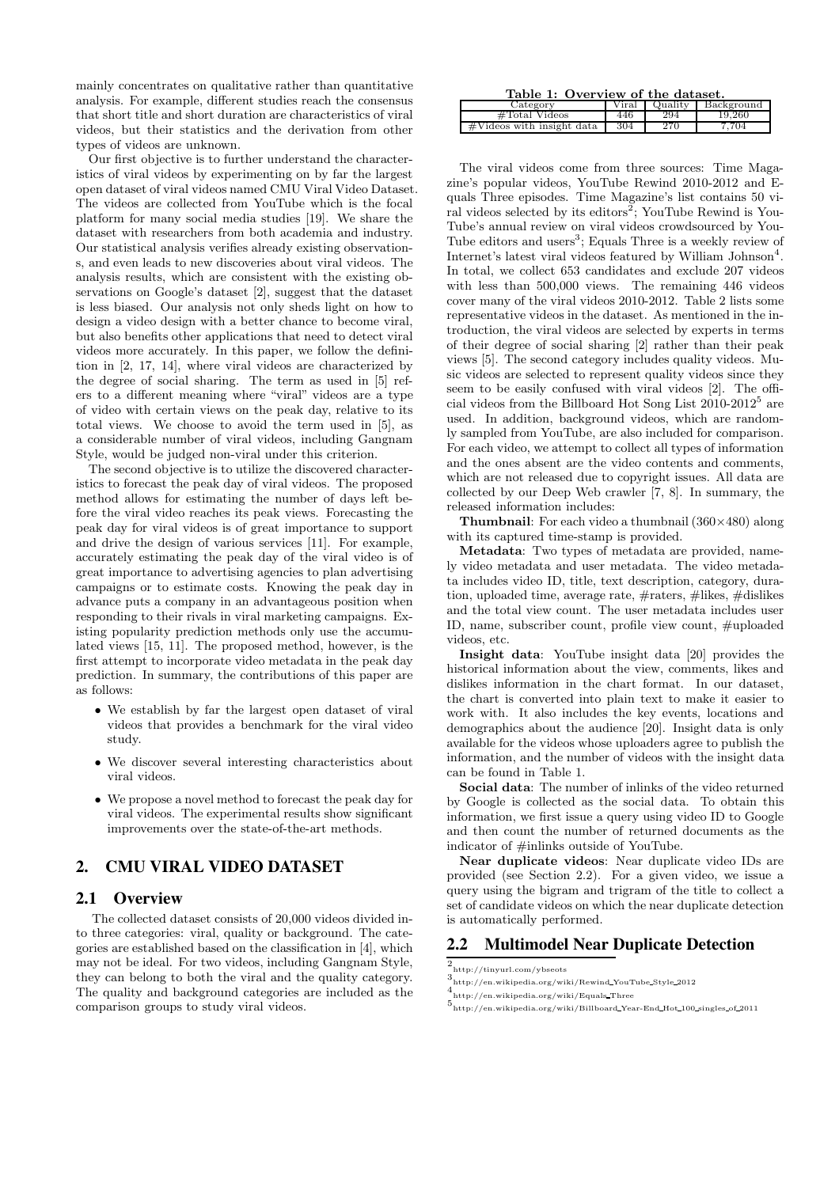mainly concentrates on qualitative rather than quantitative analysis. For example, different studies reach the consensus that short title and short duration are characteristics of viral videos, but their statistics and the derivation from other types of videos are unknown.

Our first objective is to further understand the characteristics of viral videos by experimenting on by far the largest open dataset of viral videos named CMU Viral Video Dataset. The videos are collected from YouTube which is the focal platform for many social media studies [19]. We share the dataset with researchers from both academia and industry. Our statistical analysis verifies already existing observations, and even leads to new discoveries about viral videos. The analysis results, which are consistent with the existing observations on Google's dataset [2], suggest that the dataset is less biased. Our analysis not only sheds light on how to design a video design with a better chance to become viral, but also benefits other applications that need to detect viral videos more accurately. In this paper, we follow the definition in [2, 17, 14], where viral videos are characterized by the degree of social sharing. The term as used in [5] refers to a different meaning where "viral" videos are a type of video with certain views on the peak day, relative to its total views. We choose to avoid the term used in [5], as a considerable number of viral videos, including Gangnam Style, would be judged non-viral under this criterion.

The second objective is to utilize the discovered characteristics to forecast the peak day of viral videos. The proposed method allows for estimating the number of days left before the viral video reaches its peak views. Forecasting the peak day for viral videos is of great importance to support and drive the design of various services [11]. For example, accurately estimating the peak day of the viral video is of great importance to advertising agencies to plan advertising campaigns or to estimate costs. Knowing the peak day in advance puts a company in an advantageous position when responding to their rivals in viral marketing campaigns. Existing popularity prediction methods only use the accumulated views [15, 11]. The proposed method, however, is the first attempt to incorporate video metadata in the peak day prediction. In summary, the contributions of this paper are as follows:

- We establish by far the largest open dataset of viral videos that provides a benchmark for the viral video study.
- We discover several interesting characteristics about viral videos.
- We propose a novel method to forecast the peak day for viral videos. The experimental results show significant improvements over the state-of-the-art methods.

## 2. CMU VIRAL VIDEO DATASET

### 2.1 Overview

The collected dataset consists of 20,000 videos divided into three categories: viral, quality or background. The categories are established based on the classification in [4], which may not be ideal. For two videos, including Gangnam Style, they can belong to both the viral and the quality category. The quality and background categories are included as the comparison groups to study viral videos.

**Table 1: Overview of the dataset.**

| Category | Viral | Quality | Background |
|---|---|---|---|
| #Total Videos | 446 | 294 | 19,260 |
| #Videos with insight data | 304 | 270 | 7,704 |

The viral videos come from three sources: Time Magazine's popular videos, YouTube Rewind 2010-2012 and Equals Three episodes. Time Magazine's list contains 50 viral videos selected by its editors[2]; YouTube Rewind is YouTube's annual review on viral videos crowdsourced by YouTube editors and users[3]; Equals Three is a weekly review of Internet's latest viral videos featured by William Johnson[4]. In total, we collect 653 candidates and exclude 207 videos with less than 500,000 views. The remaining 446 videos cover many of the viral videos 2010-2012. Table 2 lists some representative videos in the dataset. As mentioned in the introduction, the viral videos are selected by experts in terms of their degree of social sharing [2] rather than their peak views [5]. The second category includes quality videos. Music videos are selected to represent quality videos since they seem to be easily confused with viral videos [2]. The official videos from the Billboard Hot Song List 2010-2012[5] are used. In addition, background videos, which are randomly sampled from YouTube, are also included for comparison. For each video, we attempt to collect all types of information and the ones absent are the video contents and comments, which are not released due to copyright issues. All data are collected by our Deep Web crawler [7, 8]. In summary, the released information includes:

**Thumbnail**: For each video a thumbnail (360×480) along with its captured time-stamp is provided.

**Metadata**: Two types of metadata are provided, namely video metadata and user metadata. The video metadata includes video ID, title, text description, category, duration, uploaded time, average rate, #raters, #likes, #dislikes and the total view count. The user metadata includes user ID, name, subscriber count, profile view count, #uploaded videos, etc.

**Insight data**: YouTube insight data [20] provides the historical information about the view, comments, likes and dislikes information in the chart format. In our dataset, the chart is converted into plain text to make it easier to work with. It also includes the key events, locations and demographics about the audience [20]. Insight data is only available for the videos whose uploaders agree to publish the information, and the number of videos with the insight data can be found in Table 1.

**Social data**: The number of inlinks of the video returned by Google is collected as the social data. To obtain this information, we first issue a query using video ID to Google and then count the number of returned documents as the indicator of #inlinks outside of YouTube.

**Near duplicate videos**: Near duplicate video IDs are provided (see Section 2.2). For a given video, we issue a query using the bigram and trigram of the title to collect a set of candidate videos on which the near duplicate detection is automatically performed.

### 2.2 Multimodel Near Duplicate Detection

[2] http://tinyurl.com/ybseots

[3] http://en.wikipedia.org/wiki/Rewind_YouTube_Style_2012

[4] http://en.wikipedia.org/wiki/Equals_Three

[5] http://en.wikipedia.org/wiki/Billboard_Year-End_Hot_100_singles_of_2011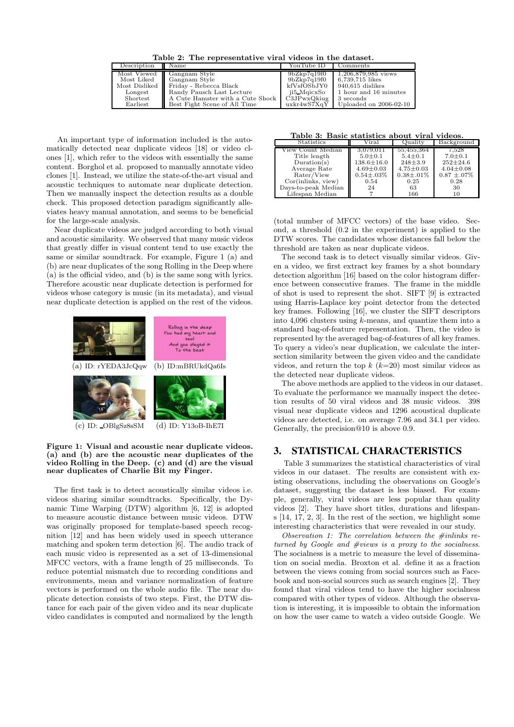**Table 2: The representative viral videos in the dataset.**

| Description | Name | YouTube ID | Comments |
|---|---|---|---|
| Most Viewed | Gangnam Style | 9bZkp7q19f0 | 1,206,879,985 views |
| Most Liked | Gangnam Style | 9bZkp7q19f0 | 6,739,715 likes |
| Most Disliked | Friday - Rebecca Black | kfVsfOSbJY0 | 940,615 dislikes |
| Longest | Randy Pausch Last Lecture | ji5_MqicxSo | 1 hour and 16 minutes |
| Shortest | A Cute Hamster with a Cute Shock | C3JPwxQkiug | 3 seconds |
| Earliest | Best Fight Scene of All Time | uxkr4wS7XqY | Uploaded on 2006-02-10 |

An important type of information included is the automatically detected near duplicate videos [18] or video clones [1], which refer to the videos with essentially the same content. Borghol et al. proposed to manually annotate video clones [1]. Instead, we utilize the state-of-the-art visual and acoustic techniques to automate near duplicate detection. Then we manually inspect the detection results as a double check. This proposed detection paradigm significantly alleviates heavy manual annotation, and seems to be beneficial for the large-scale analysis.

Near duplicate videos are judged according to both visual and acoustic similarity. We observed that many music videos that greatly differ in visual content tend to use exactly the same or similar soundtrack. For example, Figure 1 (a) and (b) are near duplicates of the song Rolling in the Deep where (a) is the official video, and (b) is the same song with lyrics. Therefore acoustic near duplicate detection is performed for videos whose category is music (in its metadata), and visual near duplicate detection is applied on the rest of the videos.

(a) ID: rYEDA3JcQqw (b) ID:mBRUkdQa6Is

(c) ID: _OBlgSz8sSM (d) ID: Y13oB-IhE7I

**Figure 1: Visual and acoustic near duplicate videos. (a) and (b) are the acoustic near duplicates of the video Rolling in the Deep. (c) and (d) are the visual near duplicates of Charlie Bit my Finger.**

The first task is to detect acoustically similar videos i.e. videos sharing similar soundtracks. Specifically, the Dynamic Time Warping (DTW) algorithm [6, 12] is adopted to measure acoustic distance between music videos. DTW was originally proposed for template-based speech recognition [12] and has been widely used in speech utterance matching and spoken term detection [6]. The audio track of each music video is represented as a set of 13-dimensional MFCC vectors, with a frame length of 25 milliseconds. To reduce potential mismatch due to recording conditions and environments, mean and variance normalization of feature vectors is performed on the whole audio file. The near duplicate detection consists of two steps. First, the DTW distance for each pair of the given video and its near duplicate video candidates is computed and normalized by the length (total number of MFCC vectors) of the base video. Second, a threshold (0.2 in the experiment) is applied to the DTW scores. The candidates whose distances fall below the threshold are taken as near duplicate videos.

The second task is to detect visually similar videos. Given a video, we first extract key frames by a shot boundary detection algorithm [16] based on the color histogram difference between consecutive frames. The frame in the middle of shot is used to represent the shot. SIFT [9] is extracted using Harris-Laplace key point detector from the detected key frames. Following [16], we cluster the SIFT descriptors into 4,096 clusters using $k$-means, and quantize them into a standard bag-of-feature representation. Then, the video is represented by the averaged bag-of-features of all key frames. To query a video's near duplication, we calculate the intersection similarity between the given video and the candidate videos, and return the top $k$ ($k$=20) most similar videos as the detected near duplicate videos.

The above methods are applied to the videos in our dataset. To evaluate the performance we manually inspect the detection results of 50 viral videos and 38 music videos. 398 visual near duplicate videos and 1296 acoustical duplicate videos are detected, i.e. on average 7.96 and 34.1 per video. Generally, the precision@10 is above 0.9.

**Table 3: Basic statistics about viral videos.**

| Statistics | Viral | Quality | Background |
|---|---|---|---|
| View Count Median | 3,079,011 | 55,455,364 | 7,528 |
| Title length | 5.0±0.1 | 5.4±0.1 | 7.0±0.1 |
| Duration(s) | 138.6±16.0 | 248±3.9 | 252±24.6 |
| Average Rate | 4.69±0.03 | 4.75±0.03 | 4.04±0.08 |
| Rater/View | 0.54±.03% | 0.38±.01% | 0.87 ±.07% |
| Cor(inlinks, view) | 0.54 | 0.25 | 0.28 |
| Days-to-peak Median | 24 | 63 | 30 |
| Lifespan Median | 7 | 166 | 10 |

## 3. STATISTICAL CHARACTERISTICS

Table 3 summarizes the statistical characteristics of viral videos in our dataset. The results are consistent with existing observations, including the observations on Google's dataset, suggesting the dataset is less biased. For example, generally, viral videos are less popular than quality videos [2]. They have short titles, durations and lifespans [14, 17, 2, 3]. In the rest of the section, we highlight some interesting characteristics that were revealed in our study.

*Observation 1: The correlation between the #inlinks returned by Google and #views is a proxy to the socialness.* The socialness is a metric to measure the level of dissemination on social media. Broxton et al. define it as a fraction between the views coming from social sources such as Facebook and non-social sources such as search engines [2]. They found that viral videos tend to have the higher socialness compared with other types of videos. Although the observation is interesting, it is impossible to obtain the information on how the user came to watch a video outside Google. We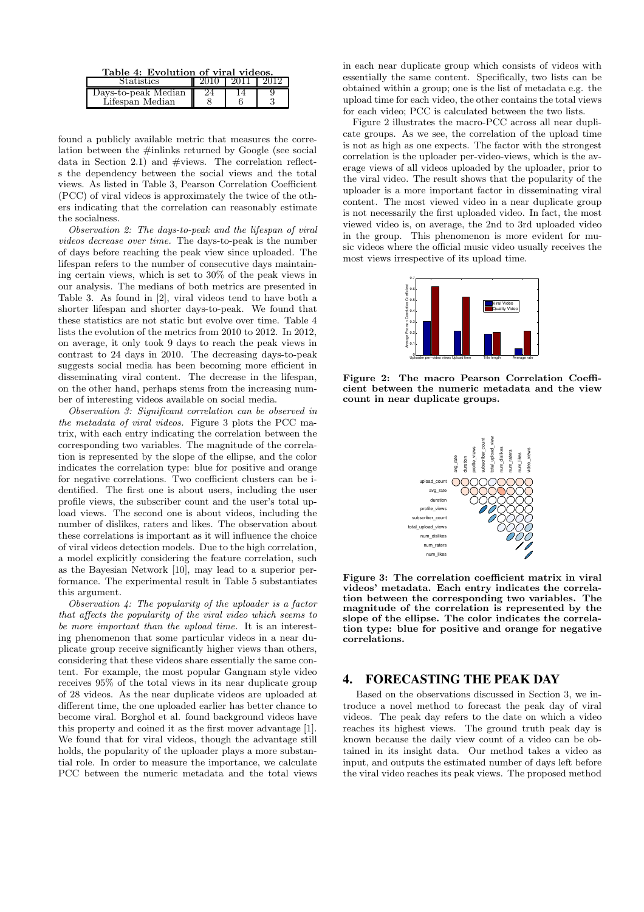**Table 4: Evolution of viral videos.**

| Statistics | 2010 | 2011 | 2012 |
|---|---|---|---|
| Days-to-peak Median | 24 | 14 | 9 |
| Lifespan Median | 8 | 6 | 3 |

found a publicly available metric that measures the correlation between the #inlinks returned by Google (see social data in Section 2.1) and #views. The correlation reflects the dependency between the social views and the total views. As listed in Table 3, Pearson Correlation Coefficient (PCC) of viral videos is approximately the twice of the others indicating that the correlation can reasonably estimate the socialness.

*Observation 2: The days-to-peak and the lifespan of viral videos decrease over time.* The days-to-peak is the number of days before reaching the peak view since uploaded. The lifespan refers to the number of consecutive days maintaining certain views, which is set to 30% of the peak views in our analysis. The medians of both metrics are presented in Table 3. As found in [2], viral videos tend to have both a shorter lifespan and shorter days-to-peak. We found that these statistics are not static but evolve over time. Table 4 lists the evolution of the metrics from 2010 to 2012. In 2012, on average, it only took 9 days to reach the peak views in contrast to 24 days in 2010. The decreasing days-to-peak suggests social media has been becoming more efficient in disseminating viral content. The decrease in the lifespan, on the other hand, perhaps stems from the increasing number of interesting videos available on social media.

*Observation 3: Significant correlation can be observed in the metadata of viral videos.* Figure 3 plots the PCC matrix, with each entry indicating the correlation between the corresponding two variables. The magnitude of the correlation is represented by the slope of the ellipse, and the color indicates the correlation type: blue for positive and orange for negative correlations. Two coefficient clusters can be identified. The first one is about users, including the user profile views, the subscriber count and the user's total upload views. The second one is about videos, including the number of dislikes, raters and likes. The observation about these correlations is important as it will influence the choice of viral videos detection models. Due to the high correlation, a model explicitly considering the feature correlation, such as the Bayesian Network [10], may lead to a superior performance. The experimental result in Table 5 substantiates this argument.

*Observation 4: The popularity of the uploader is a factor that affects the popularity of the viral video which seems to be more important than the upload time.* It is an interesting phenomenon that some particular videos in a near duplicate group receive significantly higher views than others, considering that these videos share essentially the same content. For example, the most popular Gangnam style video receives 95% of the total views in its near duplicate group of 28 videos. As the near duplicate videos are uploaded at different time, the one uploaded earlier has better chance to become viral. Borghol et al. found background videos have this property and coined it as the first mover advantage [1]. We found that for viral videos, though the advantage still holds, the popularity of the uploader plays a more substantial role. In order to measure the importance, we calculate PCC between the numeric metadata and the total views in each near duplicate group which consists of videos with essentially the same content. Specifically, two lists can be obtained within a group; one is the list of metadata e.g. the upload time for each video, the other contains the total views for each video; PCC is calculated between the two lists.

Figure 2 illustrates the macro-PCC across all near duplicate groups. As we see, the correlation of the upload time is not as high as one expects. The factor with the strongest correlation is the uploader per-video-views, which is the average views of all videos uploaded by the uploader, prior to the viral video. The result shows that the popularity of the uploader is a more important factor in disseminating viral content. The most viewed video in a near duplicate group is not necessarily the first uploaded video. In fact, the most viewed video is, on average, the 2nd to 3rd uploaded video in the group. This phenomenon is more evident for music videos where the official music video usually receives the most views irrespective of its upload time.

**Figure 2: The macro Pearson Correlation Coefficient between the numeric metadata and the view count in near duplicate groups.**

**Figure 3: The correlation coefficient matrix in viral videos' metadata. Each entry indicates the correlation between the corresponding two variables. The magnitude of the correlation is represented by the slope of the ellipse. The color indicates the correlation type: blue for positive and orange for negative correlations.**

# 4. FORECASTING THE PEAK DAY

Based on the observations discussed in Section 3, we introduce a novel method to forecast the peak day of viral videos. The peak day refers to the date on which a video reaches its highest views. The ground truth peak day is known because the daily view count of a video can be obtained in its insight data. Our method takes a video as input, and outputs the estimated number of days left before the viral video reaches its peak views. The proposed method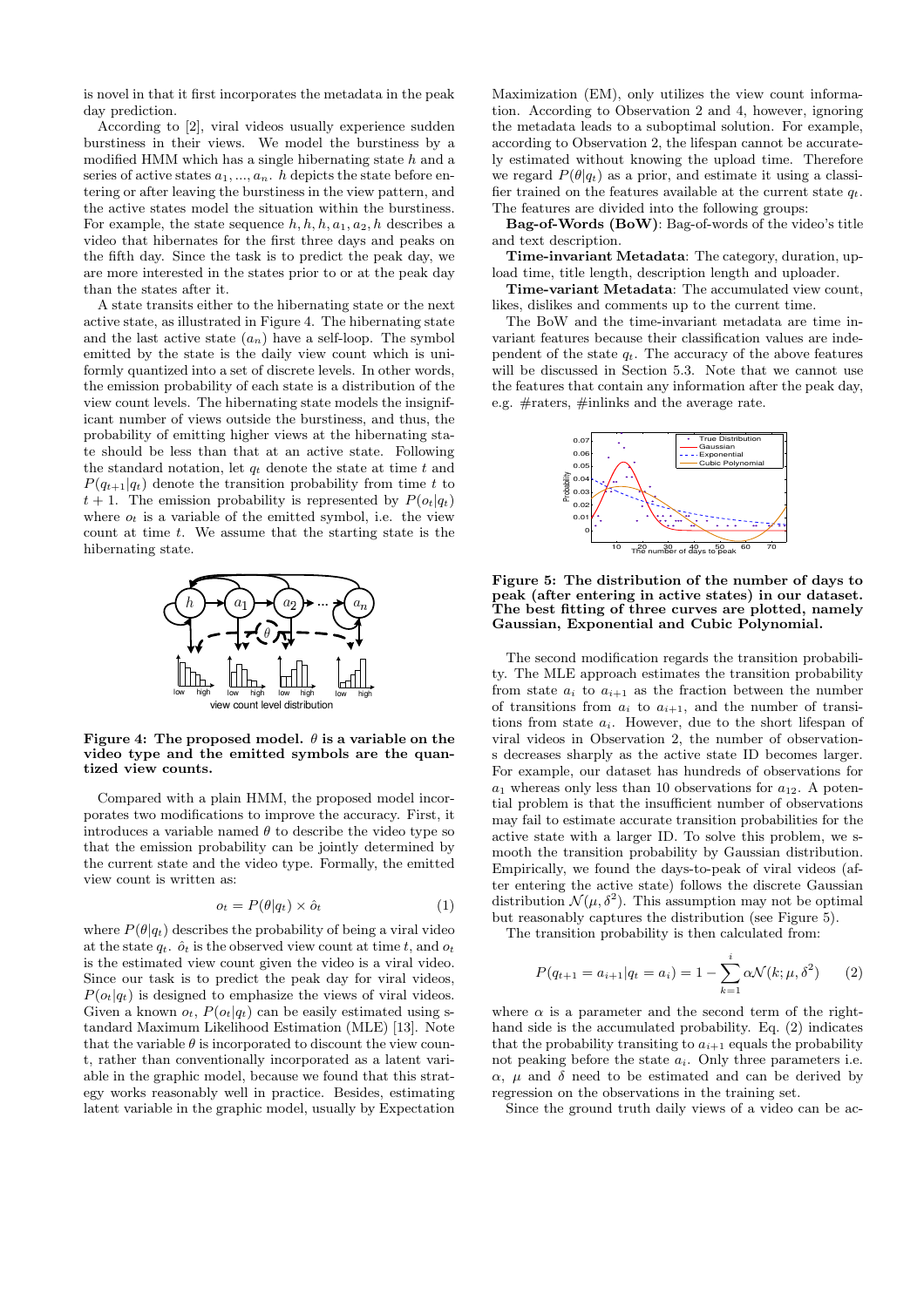is novel in that it first incorporates the metadata in the peak day prediction.

According to [2], viral videos usually experience sudden burstiness in their views. We model the burstiness by a modified HMM which has a single hibernating state $h$ and a series of active states $a_1, ..., a_n$. $h$ depicts the state before entering or after leaving the burstiness in the view pattern, and the active states model the situation within the burstiness. For example, the state sequence $h, h, h, a_1, a_2, h$ describes a video that hibernates for the first three days and peaks on the fifth day. Since the task is to predict the peak day, we are more interested in the states prior to or at the peak day than the states after it.

A state transits either to the hibernating state or the next active state, as illustrated in Figure 4. The hibernating state and the last active state ($a_n$) have a self-loop. The symbol emitted by the state is the daily view count which is uniformly quantized into a set of discrete levels. In other words, the emission probability of each state is a distribution of the view count levels. The hibernating state models the insignificant number of views outside the burstiness, and thus, the probability of emitting higher views at the hibernating state should be less than that at an active state. Following the standard notation, let $q_t$ denote the state at time $t$ and $P(q_{t+1}|q_t)$ denote the transition probability from time $t$ to $t+1$. The emission probability is represented by $P(o_t|q_t)$ where $o_t$ is a variable of the emitted symbol, i.e. the view count at time $t$. We assume that the starting state is the hibernating state.

**Figure 4: The proposed model. $\theta$ is a variable on the video type and the emitted symbols are the quantized view counts.**

Compared with a plain HMM, the proposed model incorporates two modifications to improve the accuracy. First, it introduces a variable named $\theta$ to describe the video type so that the emission probability can be jointly determined by the current state and the video type. Formally, the emitted view count is written as:

$$o_t = P(\theta|q_t) \times \hat{o}_t \tag{1}$$

where $P(\theta|q_t)$ describes the probability of being a viral video at the state $q_t$. $\hat{o}_t$ is the observed view count at time $t$, and $o_t$ is the estimated view count given the video is a viral video. Since our task is to predict the peak day for viral videos, $P(o_t|q_t)$ is designed to emphasize the views of viral videos. Given a known $o_t$, $P(o_t|q_t)$ can be easily estimated using standard Maximum Likelihood Estimation (MLE) [13]. Note that the variable $\theta$ is incorporated to discount the view count, rather than conventionally incorporated as a latent variable in the graphic model, because we found that this strategy works reasonably well in practice. Besides, estimating latent variable in the graphic model, usually by Expectation Maximization (EM), only utilizes the view count information. According to Observation 2 and 4, however, ignoring the metadata leads to a suboptimal solution. For example, according to Observation 2, the lifespan cannot be accurately estimated without knowing the upload time. Therefore we regard $P(\theta|q_t)$ as a prior, and estimate it using a classifier trained on the features available at the current state $q_t$. The features are divided into the following groups:

**Bag-of-Words (BoW)**: Bag-of-words of the video's title and text description.

**Time-invariant Metadata**: The category, duration, upload time, title length, description length and uploader.

**Time-variant Metadata**: The accumulated view count, likes, dislikes and comments up to the current time.

The BoW and the time-invariant metadata are time invariant features because their classification values are independent of the state $q_t$. The accuracy of the above features will be discussed in Section 5.3. Note that we cannot use the features that contain any information after the peak day, e.g. #raters, #inlinks and the average rate.

**Figure 5: The distribution of the number of days to peak (after entering in active states) in our dataset. The best fitting of three curves are plotted, namely Gaussian, Exponential and Cubic Polynomial.**

The second modification regards the transition probability. The MLE approach estimates the transition probability from state $a_i$ to $a_{i+1}$ as the fraction between the number of transitions from $a_i$ to $a_{i+1}$, and the number of transitions from state $a_i$. However, due to the short lifespan of viral videos in Observation 2, the number of observations decreases sharply as the active state ID becomes larger. For example, our dataset has hundreds of observations for $a_1$ whereas only less than 10 observations for $a_{12}$. A potential problem is that the insufficient number of observations may fail to estimate accurate transition probabilities for the active state with a larger ID. To solve this problem, we smooth the transition probability by Gaussian distribution. Empirically, we found the days-to-peak of viral videos (after entering the active state) follows the discrete Gaussian distribution $\mathcal{N}(\mu, \delta^2)$. This assumption may not be optimal but reasonably captures the distribution (see Figure 5).

The transition probability is then calculated from:

$$P(q_{t+1} = a_{i+1}|q_t = a_i) = 1 - \sum_{k=1}^{i} \alpha \mathcal{N}(k; \mu, \delta^2) \tag{2}$$

where $\alpha$ is a parameter and the second term of the right-hand side is the accumulated probability. Eq. (2) indicates that the probability transiting to $a_{i+1}$ equals the probability not peaking before the state $a_i$. Only three parameters i.e. $\alpha$, $\mu$ and $\delta$ need to be estimated and can be derived by regression on the observations in the training set.

Since the ground truth daily views of a video can be ac-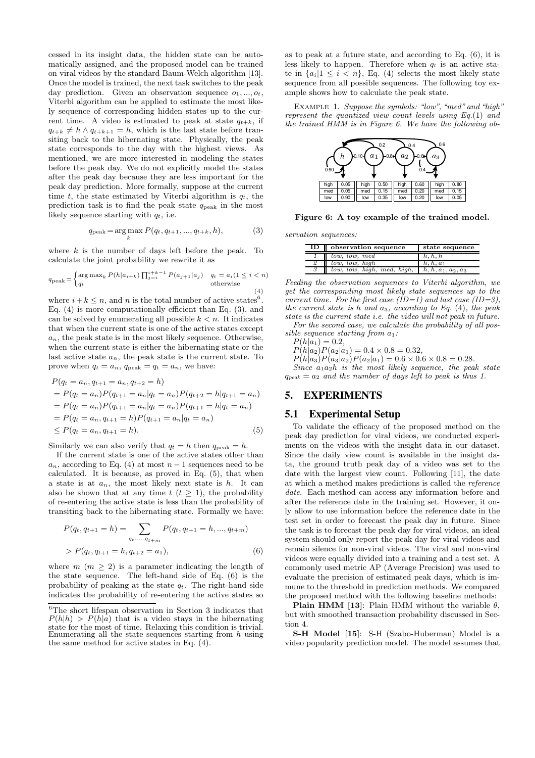cessed in its insight data, the hidden state can be automatically assigned, and the proposed model can be trained on viral videos by the standard Baum-Welch algorithm [13]. Once the model is trained, the next task switches to the peak day prediction. Given an observation sequence $o_1, ..., o_t$, Viterbi algorithm can be applied to estimate the most likely sequence of corresponding hidden states up to the current time. A video is estimated to peak at state $q_{t+k}$, if $q_{t+k} \neq h \wedge q_{t+k+1} = h$, which is the last state before transiting back to the hibernating state. Physically, the peak state corresponds to the day with the highest views. As mentioned, we are more interested in modeling the states before the peak day. We do not explicitly model the states after the peak day because they are less important for the peak day prediction. More formally, suppose at the current time $t$, the state estimated by Viterbi algorithm is $q_t$, the prediction task is to find the peak state $q_{\text{peak}}$ in the most likely sequence starting with $q_t$, i.e.

$$q_{\text{peak}} = \arg\max_k P(q_t, q_{t+1}, ..., q_{t+k}, h), \tag{3}$$

where $k$ is the number of days left before the peak. To calculate the joint probability we rewrite it as

$$q_{\text{peak}} = \begin{cases} \arg\max_k P(h|a_{i+k}) \prod_{j=i}^{i+k-1} P(a_{j+1}|a_j) & q_t = a_i (1 \leq i < n) \\ q_t & \text{otherwise} \end{cases} \tag{4}$$

where $i + k \leq n$, and $n$ is the total number of active states[6]. Eq. (4) is more computationally efficient than Eq. (3), and can be solved by enumerating all possible $k < n$. It indicates that when the current state is one of the active states except $a_n$, the peak state is in the most likely sequence. Otherwise, when the current state is either the hibernating state or the last active state $a_n$, the peak state is the current state. To prove when $q_t = a_n$, $q_{\text{peak}} = q_t = a_n$, we have:

$$\begin{aligned}
&P(q_t = a_n, q_{t+1} = a_n, q_{t+2} = h) \\
&= P(q_t = a_n)P(q_{t+1} = a_n|q_t = a_n)P(q_{t+2} = h|q_{t+1} = a_n) \\
&= P(q_t = a_n)P(q_{t+1} = a_n|q_t = a_n)P(q_{t+1} = h|q_t = a_n) \\
&= P(q_t = a_n, q_{t+1} = h)P(q_{t+1} = a_n|q_t = a_n) \\
&\leq P(q_t = a_n, q_{t+1} = h).
\end{aligned} \tag{5}$$

Similarly we can also verify that $q_t = h$ then $q_{\text{peak}} = h$.

If the current state is one of the active states other than $a_n$, according to Eq. (4) at most $n - 1$ sequences need to be calculated. It is because, as proved in Eq. (5), that when a state is at $a_n$, the most likely next state is $h$. It can also be shown that at any time $t$ ($t \geq 1$), the probability of re-entering the active state is less than the probability of transiting back to the hibernating state. Formally we have:

$$\begin{aligned}
P(q_t, q_{t+1} = h) &= \sum_{q_t, ..., q_{t+m}} P(q_t, q_{t+1} = h, ..., q_{t+m}) \\
&> P(q_t, q_{t+1} = h, q_{t+2} = a_1),
\end{aligned} \tag{6}$$

where $m$ ($m \geq 2$) is a parameter indicating the length of the state sequence. The left-hand side of Eq. (6) is the probability of peaking at the state $q_t$. The right-hand side indicates the probability of re-entering the active states so as to peak at a future state, and according to Eq. (6), it is less likely to happen. Therefore when $q_t$ is an active state in $\{a_i | 1 \leq i < n\}$, Eq. (4) selects the most likely state sequence from all possible sequences. The following toy example shows how to calculate the peak state.

[6] The short lifespan observation in Section 3 indicates that $P(h|h) > P(h|a)$ that is a video stays in the hibernating state for the most of time. Relaxing this condition is trivial. Enumerating all the state sequences starting from $h$ using the same method for active states in Eq. (4).

EXAMPLE 1. *Suppose the symbols: "low", "med" and "high" represent the quantized view count levels using Eq.(1) and the trained HMM is in Figure 6. We have the following observation sequences:*

| state | symbol | prob |
|---|---|---|
| $h$ | high | 0.05 |
| | med | 0.05 |
| | low | 0.90 |
| $a_1$ | high | 0.50 |
| | med | 0.15 |
| | low | 0.35 |
| $a_2$ | high | 0.60 |
| | med | 0.20 |
| | low | 0.20 |
| $a_3$ | high | 0.80 |
| | med | 0.15 |
| | low | 0.05 |

**Figure 6: A toy example of the trained model.**

| ID | observation sequence | state sequence |
|---|---|---|
| 1 | low, low, med | $h, h, h$ |
| 2 | low, low, high | $h, h, a_1$ |
| 3 | low, low, high, med, high, | $h, h, a_1, a_2, a_3$ |

*Feeding the observation sequences to Viterbi algorithm, we get the corresponding most likely state sequences up to the current time. For the first case (ID=1) and last case (ID=3), the current state is $h$ and $a_3$, according to Eq. (4), the peak state is the current state i.e. the video will not peak in future.*

*For the second case, we calculate the probability of all possible sequence starting from $a_1$:*

$P(h|a_1) = 0.2$,

$P(h|a_2)P(a_2|a_1) = 0.4 \times 0.8 = 0.32$,

$P(h|a_3)P(a_3|a_2)P(a_2|a_1) = 0.6 \times 0.6 \times 0.8 = 0.28$.

*Since $a_1a_2h$ is the most likely sequence, the peak state $q_{peak} = a_2$ and the number of days left to peak is thus 1.*

## 5. EXPERIMENTS

### 5.1 Experimental Setup

To validate the efficacy of the proposed method on the peak day prediction for viral videos, we conducted experiments on the videos with the insight data in our dataset. Since the daily view count is available in the insight data, the ground truth peak day of a video was set to the date with the largest view count. Following [11], the date at which a method makes predictions is called the *reference date.* Each method can access any information before and after the reference date in the training set. However, it only allow to use information before the reference date in the test set in order to forecast the peak day in future. Since the task is to forecast the peak day for viral videos, an ideal system should only report the peak day for viral videos and remain silence for non-viral videos. The viral and non-viral videos were equally divided into a training and a test set. A commonly used metric AP (Average Precision) was used to evaluate the precision of estimated peak days, which is immune to the threshold in prediction methods. We compared the proposed method with the following baseline methods:

**Plain HMM [13]**: Plain HMM without the variable $\theta$, but with smoothed transaction probability discussed in Section 4.

**S-H Model [15]**: S-H (Szabo-Huberman) Model is a video popularity prediction model. The model assumes that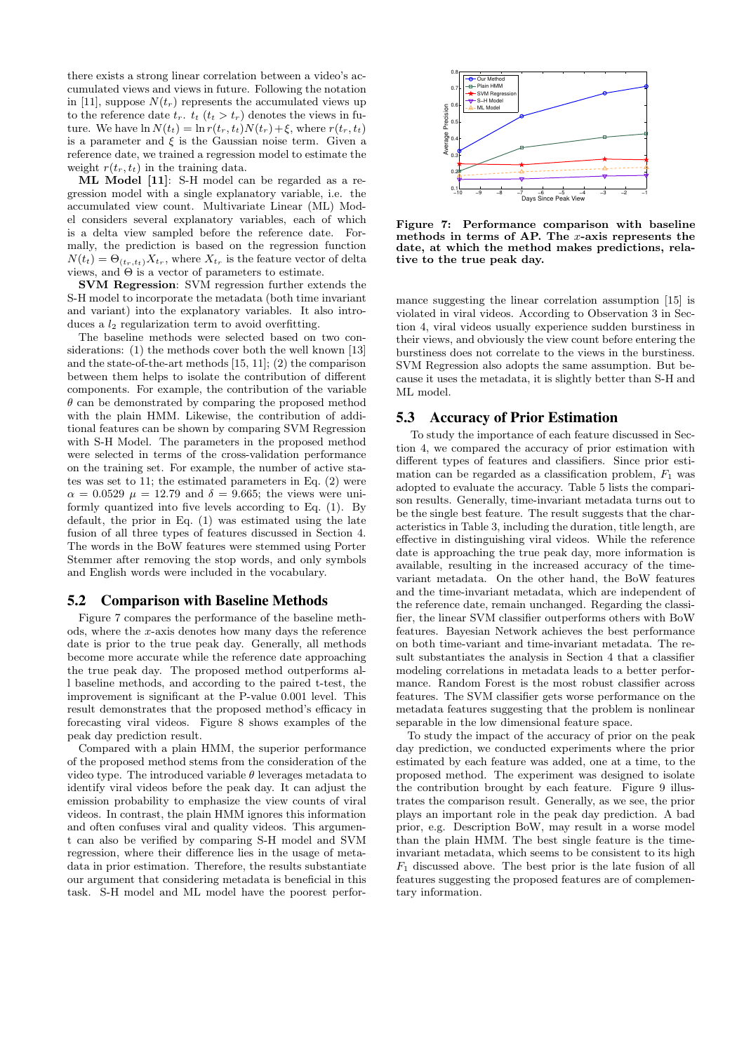there exists a strong linear correlation between a video's accumulated views and views in future. Following the notation in [11], suppose $N(t_r)$ represents the accumulated views up to the reference date $t_r$. $t_t$ ($t_t > t_r$) denotes the views in future. We have $\ln N(t_t) = \ln r(t_r, t_t) N(t_r) + \xi$, where $r(t_r, t_t)$ is a parameter and $\xi$ is the Gaussian noise term. Given a reference date, we trained a regression model to estimate the weight $r(t_r, t_t)$ in the training data.

**ML Model [11]**: S-H model can be regarded as a regression model with a single explanatory variable, i.e. the accumulated view count. Multivariate Linear (ML) Model considers several explanatory variables, each of which is a delta view sampled before the reference date. Formally, the prediction is based on the regression function $N(t_t) = \Theta_{(t_r,t_t)} X_{t_r}$, where $X_{t_r}$ is the feature vector of delta views, and $\Theta$ is a vector of parameters to estimate.

**SVM Regression**: SVM regression further extends the S-H model to incorporate the metadata (both time invariant and variant) into the explanatory variables. It also introduces a $l_2$ regularization term to avoid overfitting.

The baseline methods were selected based on two considerations: (1) the methods cover both the well known [13] and the state-of-the-art methods [15, 11]; (2) the comparison between them helps to isolate the contribution of different components. For example, the contribution of the variable $\theta$ can be demonstrated by comparing the proposed method with the plain HMM. Likewise, the contribution of additional features can be shown by comparing SVM Regression with S-H Model. The parameters in the proposed method were selected in terms of the cross-validation performance on the training set. For example, the number of active states was set to 11; the estimated parameters in Eq. (2) were $\alpha = 0.0529$ $\mu = 12.79$ and $\delta = 9.665$; the views were uniformly quantized into five levels according to Eq. (1). By default, the prior in Eq. (1) was estimated using the late fusion of all three types of features discussed in Section 4. The words in the BoW features were stemmed using Porter Stemmer after removing the stop words, and only symbols and English words were included in the vocabulary.

## 5.2 Comparison with Baseline Methods

Figure 7 compares the performance of the baseline methods, where the $x$-axis denotes how many days the reference date is prior to the true peak day. Generally, all methods become more accurate while the reference date approaching the true peak day. The proposed method outperforms all baseline methods, and according to the paired t-test, the improvement is significant at the P-value 0.001 level. This result demonstrates that the proposed method's efficacy in forecasting viral videos. Figure 8 shows examples of the peak day prediction result.

Compared with a plain HMM, the superior performance of the proposed method stems from the consideration of the video type. The introduced variable $\theta$ leverages metadata to identify viral videos before the peak day. It can adjust the emission probability to emphasize the view counts of viral videos. In contrast, the plain HMM ignores this information and often confuses viral and quality videos. This argument can also be verified by comparing S-H model and SVM regression, where their difference lies in the usage of metadata in prior estimation. Therefore, the results substantiate our argument that considering metadata is beneficial in this task. S-H model and ML model have the poorest performance suggesting the linear correlation assumption [15] is violated in viral videos. According to Observation 3 in Section 4, viral videos usually experience sudden burstiness in their views, and obviously the view count before entering the burstiness does not correlate to the views in the burstiness. SVM Regression also adopts the same assumption. But because it uses the metadata, it is slightly better than S-H and ML model.

**Figure 7: Performance comparison with baseline methods in terms of AP. The $x$-axis represents the date, at which the method makes predictions, relative to the true peak day.**

## 5.3 Accuracy of Prior Estimation

To study the importance of each feature discussed in Section 4, we compared the accuracy of prior estimation with different types of features and classifiers. Since prior estimation can be regarded as a classification problem, $F_1$ was adopted to evaluate the accuracy. Table 5 lists the comparison results. Generally, time-invariant metadata turns out to be the single best feature. The result suggests that the characteristics in Table 3, including the duration, title length, are effective in distinguishing viral videos. While the reference date is approaching the true peak day, more information is available, resulting in the increased accuracy of the time-variant metadata. On the other hand, the BoW features and the time-invariant metadata, which are independent of the reference date, remain unchanged. Regarding the classifier, the linear SVM classifier outperforms others with BoW features. Bayesian Network achieves the best performance on both time-variant and time-invariant metadata. The result substantiates the analysis in Section 4 that a classifier modeling correlations in metadata leads to a better performance. Random Forest is the most robust classifier across features. The SVM classifier gets worse performance on the metadata features suggesting that the problem is nonlinear separable in the low dimensional feature space.

To study the impact of the accuracy of prior on the peak day prediction, we conducted experiments where the prior estimated by each feature was added, one at a time, to the proposed method. The experiment was designed to isolate the contribution brought by each feature. Figure 9 illustrates the comparison result. Generally, as we see, the prior plays an important role in the peak day prediction. A bad prior, e.g. Description BoW, may result in a worse model than the plain HMM. The best single feature is the time-invariant metadata, which seems to be consistent to its high $F_1$ discussed above. The best prior is the late fusion of all features suggesting the proposed features are of complementary information.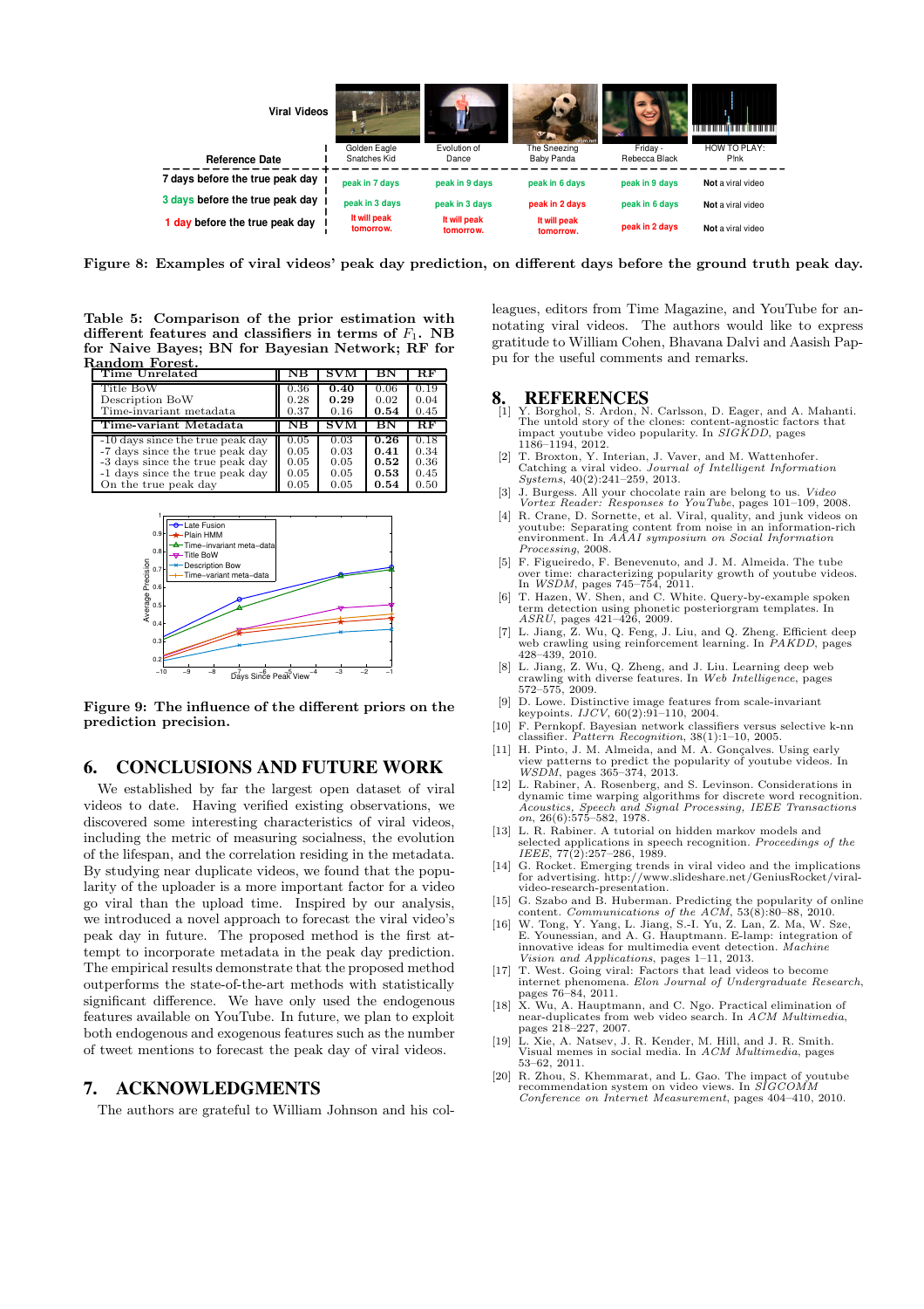Viral Videos

Reference Date

| | Golden Eagle Snatches Kid | Evolution of Dance | The Sneezing Baby Panda | Friday - Rebecca Black | HOW TO PLAY: P!nk |
|---|---|---|---|---|---|
| 7 days before the true peak day | peak in 7 days | peak in 9 days | peak in 6 days | peak in 9 days | Not a viral video |
| 3 days before the true peak day | peak in 3 days | peak in 3 days | peak in 2 days | peak in 6 days | Not a viral video |
| 1 day before the true peak day | It will peak tomorrow. | It will peak tomorrow. | It will peak tomorrow. | peak in 2 days | Not a viral video |

**Figure 8: Examples of viral videos' peak day prediction, on different days before the ground truth peak day.**

**Table 5: Comparison of the prior estimation with different features and classifiers in terms of $F_1$. NB for Naive Bayes; SVM for Support Vector Machine; BN for Bayesian Network; RF for Random Forest.**

| Time Unrelated | NB | SVM | BN | RF |
|---|---|---|---|---|
| Title BoW | 0.36 | **0.40** | 0.06 | 0.19 |
| Description BoW | 0.28 | **0.29** | 0.02 | 0.04 |
| Time-invariant metadata | 0.37 | 0.16 | **0.54** | 0.45 |
| **Time-variant Metadata** | **NB** | **SVM** | **BN** | **RF** |
| -10 days since the true peak day | 0.05 | 0.03 | **0.26** | 0.18 |
| -7 days since the true peak day | 0.05 | 0.03 | **0.41** | 0.34 |
| -3 days since the true peak day | 0.05 | 0.05 | **0.52** | 0.36 |
| -1 days since the true peak day | 0.05 | 0.05 | **0.53** | 0.45 |
| On the true peak day | 0.05 | 0.05 | **0.54** | 0.50 |

Late Fusion
Plain HMM
Time-invariant meta-data
Title BoW
Description Bow
Time-variant meta-data

Average Precision

Days Since Peak View

**Figure 9: The influence of the different priors on the prediction precision.**

## 6. CONCLUSIONS AND FUTURE WORK

We established by far the largest open dataset of viral videos to date. Having verified existing observations, we discovered some interesting characteristics of viral videos, including the metric of measuring socialness, the evolution of the lifespan, and the correlation residing in the metadata. By studying near duplicate videos, we found that the popularity of the uploader is a more important factor for a video go viral than the upload time. Inspired by our analysis, we introduced a novel approach to forecast the viral video's peak day in future. The proposed method is the first attempt to incorporate metadata in the peak day prediction. The empirical results demonstrate that the proposed method outperforms the state-of-the-art methods with statistically significant difference. We have only used the endogenous features available on YouTube. In future, we plan to exploit both endogenous and exogenous features such as the number of tweet mentions to forecast the peak day of viral videos.

## 7. ACKNOWLEDGMENTS

The authors are grateful to William Johnson and his colleagues, editors from Time Magazine, and YouTube for annotating viral videos. The authors would like to express gratitude to William Cohen, Bhavana Dalvi and Aasish Pappu for the useful comments and remarks.

## 8. REFERENCES

[1] Y. Borghol, S. Ardon, N. Carlsson, D. Eager, and A. Mahanti. The untold story of the clones: content-agnostic factors that impact youtube video popularity. In *SIGKDD*, pages 1186–1194, 2012.

[2] T. Broxton, Y. Interian, J. Vaver, and M. Wattenhofer. Catching a viral video. *Journal of Intelligent Information Systems*, 40(2):241–259, 2013.

[3] J. Burgess. All your chocolate rain are belong to us. *Video Vortex Reader: Responses to YouTube*, pages 101–109, 2008.

[4] R. Crane, D. Sornette, et al. Viral, quality, and junk videos on youtube: Separating content from noise in an information-rich environment. In *AAAI symposium on Social Information Processing*, 2008.

[5] F. Figueiredo, F. Benevenuto, and J. M. Almeida. The tube over time: characterizing popularity growth of youtube videos. In *WSDM*, pages 745–754, 2011.

[6] T. Hazen, W. Shen, and C. White. Query-by-example spoken term detection using phonetic posteriorgram templates. In *ASRU*, pages 421–426, 2009.

[7] L. Jiang, Z. Wu, Q. Feng, J. Liu, and Q. Zheng. Efficient deep web crawling using reinforcement learning. In *PAKDD*, pages 428–439, 2010.

[8] L. Jiang, Z. Wu, Q. Zheng, and J. Liu. Learning deep web crawling with diverse features. In *Web Intelligence*, pages 572–575, 2009.

[9] D. Lowe. Distinctive image features from scale-invariant keypoints. *IJCV*, 60(2):91–110, 2004.

[10] F. Pernkopf. Bayesian network classifiers versus selective k-nn classifier. *Pattern Recognition*, 38(1):1–10, 2005.

[11] H. Pinto, J. M. Almeida, and M. A. Gonçalves. Using early view patterns to predict the popularity of youtube videos. In *WSDM*, pages 365–374, 2013.

[12] L. Rabiner, A. Rosenberg, and S. Levinson. Considerations in dynamic time warping algorithms for discrete word recognition. *Acoustics, Speech and Signal Processing, IEEE Transactions on*, 26(6):575–582, 1978.

[13] L. R. Rabiner. A tutorial on hidden markov models and selected applications in speech recognition. *Proceedings of the IEEE*, 77(2):257–286, 1989.

[14] G. Rocket. Emerging trends in viral video and the implications for advertising. http://www.slideshare.net/GeniusRocket/viral-video-research-presentation.

[15] G. Szabo and B. Huberman. Predicting the popularity of online content. *Communications of the ACM*, 53(8):80–88, 2010.

[16] W. Tong, Y. Yang, L. Jiang, S.-I. Yu, Z. Lan, Z. Ma, W. Sze, E. Younessian, and A. G. Hauptmann. E-lamp: integration of innovative ideas for multimedia event detection. *Machine Vision and Applications*, pages 1–11, 2013.

[17] T. West. Going viral: Factors that lead videos to become internet phenomena. *Elon Journal of Undergraduate Research*, pages 76–84, 2011.

[18] X. Wu, A. Hauptmann, and C. Ngo. Practical elimination of near-duplicates from web video search. In *ACM Multimedia*, pages 218–227, 2007.

[19] L. Xie, A. Natsev, J. R. Kender, M. Hill, and J. R. Smith. Visual memes in social media. In *ACM Multimedia*, pages 53–62, 2011.

[20] R. Zhou, S. Khemmarat, and L. Gao. The impact of youtube recommendation system on video views. In *SIGCOMM Conference on Internet Measurement*, pages 404–410, 2010.